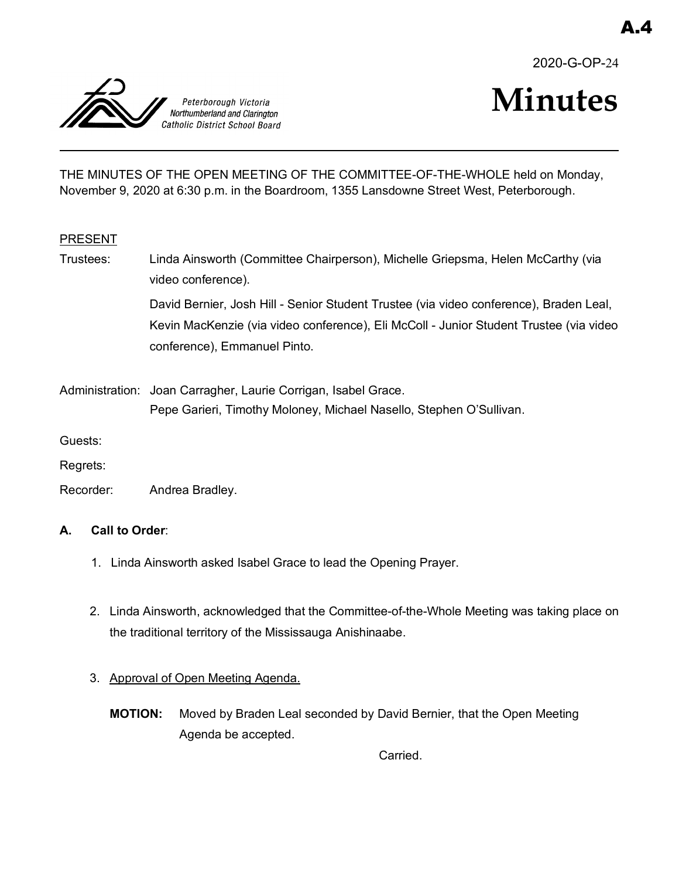A.4

2020-G-OP-24

Peterborough Victoria Northumberland and Clarington Catholic District School Board

# Minutes

THE MINUTES OF THE OPEN MEETING OF THE COMMITTEE-OF-THE-WHOLE held on Monday, November 9, 2020 at 6:30 p.m. in the Boardroom, 1355 Lansdowne Street West, Peterborough.

PRESENT

Trustees: Linda Ainsworth (Committee Chairperson), Michelle Griepsma, Helen McCarthy (via video conference).

David Bernier, Josh Hill - Senior Student Trustee (via video conference), Braden Leal, Kevin MacKenzie (via video conference), Eli McColl - Junior Student Trustee (via video conference), Emmanuel Pinto.

Administration: Joan Carragher, Laurie Corrigan, Isabel Grace.
Pepe Garieri, Timothy Moloney, Michael Nasello, Stephen O'Sullivan.

Guests:

Regrets:

Recorder: Andrea Bradley.

**A. Call to Order**:

1. Linda Ainsworth asked Isabel Grace to lead the Opening Prayer.

2. Linda Ainsworth, acknowledged that the Committee-of-the-Whole Meeting was taking place on the traditional territory of the Mississauga Anishinaabe.

3. Approval of Open Meeting Agenda.

**MOTION:** Moved by Braden Leal seconded by David Bernier, that the Open Meeting Agenda be accepted.

Carried.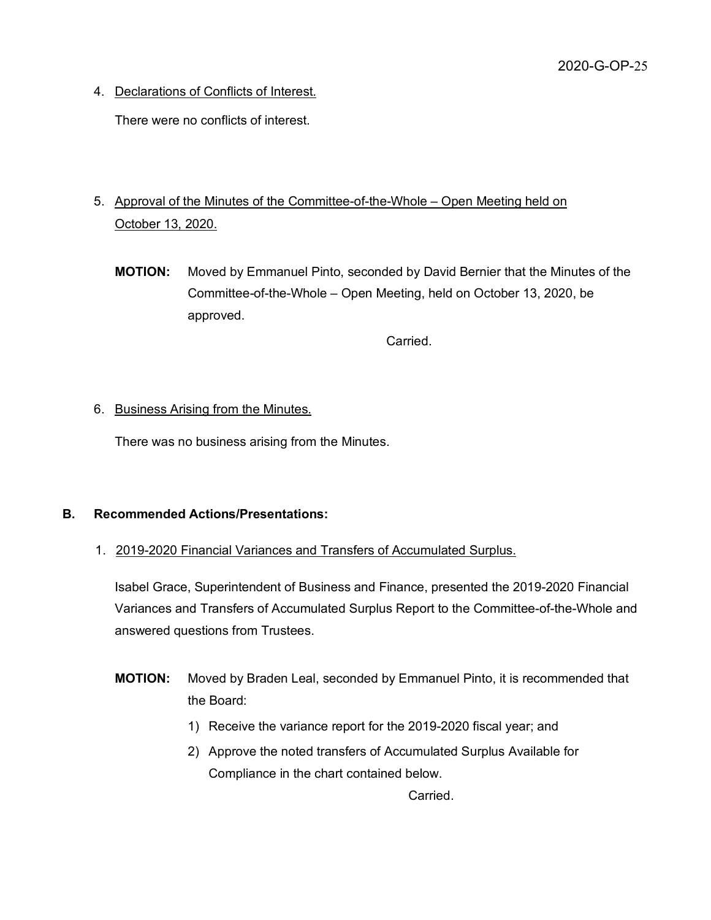4. Declarations of Conflicts of Interest.

   There were no conflicts of interest.

5. Approval of the Minutes of the Committee-of-the-Whole – Open Meeting held on October 13, 2020.

   **MOTION:** Moved by Emmanuel Pinto, seconded by David Bernier that the Minutes of the Committee-of-the-Whole – Open Meeting, held on October 13, 2020, be approved.

   Carried.

6. Business Arising from the Minutes.

   There was no business arising from the Minutes.

**B. Recommended Actions/Presentations:**

1. 2019-2020 Financial Variances and Transfers of Accumulated Surplus.

   Isabel Grace, Superintendent of Business and Finance, presented the 2019-2020 Financial Variances and Transfers of Accumulated Surplus Report to the Committee-of-the-Whole and answered questions from Trustees.

   **MOTION:** Moved by Braden Leal, seconded by Emmanuel Pinto, it is recommended that the Board:

   1) Receive the variance report for the 2019-2020 fiscal year; and
   2) Approve the noted transfers of Accumulated Surplus Available for Compliance in the chart contained below.

   Carried.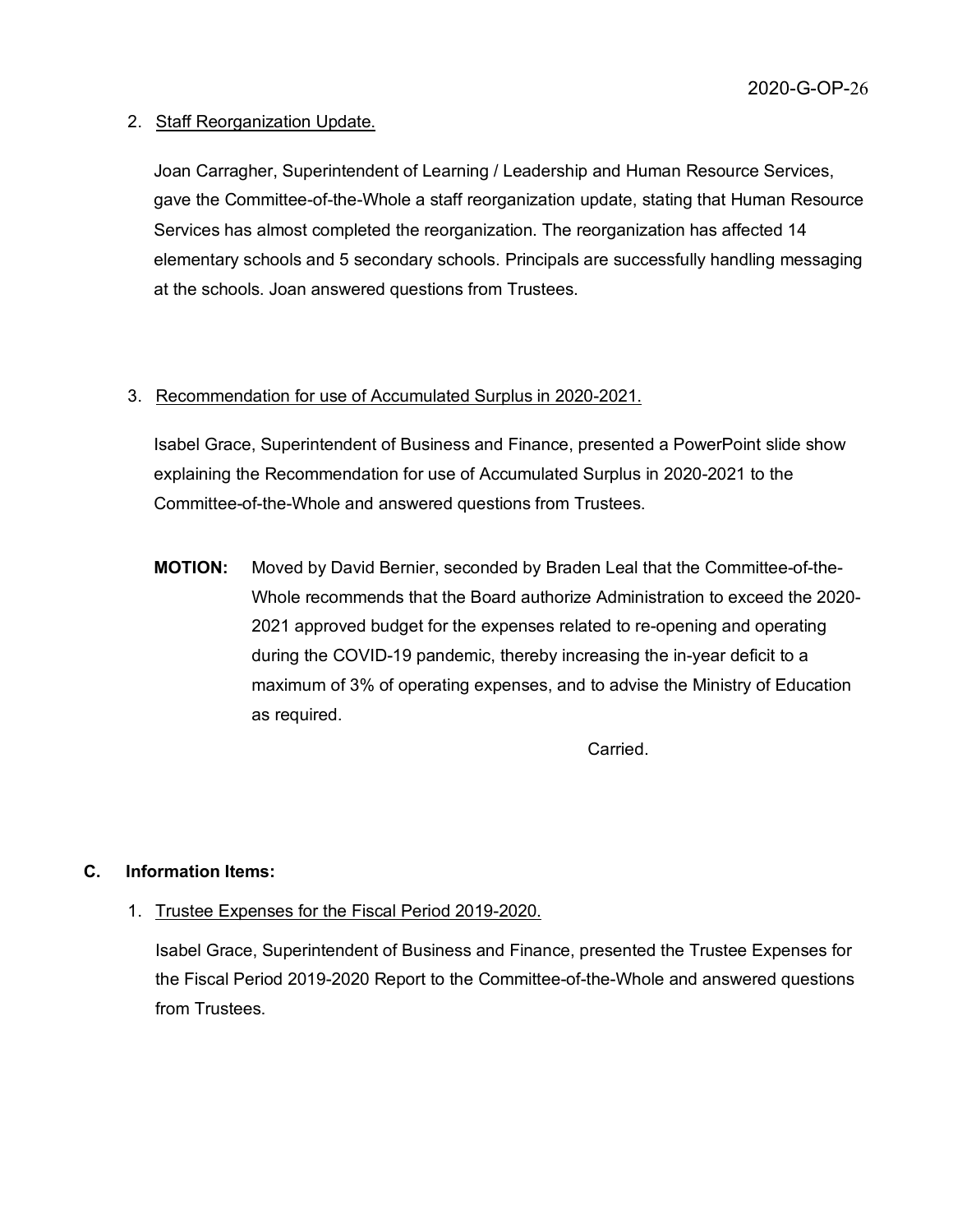2. Staff Reorganization Update.

   Joan Carragher, Superintendent of Learning / Leadership and Human Resource Services, gave the Committee-of-the-Whole a staff reorganization update, stating that Human Resource Services has almost completed the reorganization. The reorganization has affected 14 elementary schools and 5 secondary schools. Principals are successfully handling messaging at the schools. Joan answered questions from Trustees.

3. Recommendation for use of Accumulated Surplus in 2020-2021.

   Isabel Grace, Superintendent of Business and Finance, presented a PowerPoint slide show explaining the Recommendation for use of Accumulated Surplus in 2020-2021 to the Committee-of-the-Whole and answered questions from Trustees.

   **MOTION:** Moved by David Bernier, seconded by Braden Leal that the Committee-of-the-Whole recommends that the Board authorize Administration to exceed the 2020-2021 approved budget for the expenses related to re-opening and operating during the COVID-19 pandemic, thereby increasing the in-year deficit to a maximum of 3% of operating expenses, and to advise the Ministry of Education as required.

   Carried.

## C. Information Items:

1. Trustee Expenses for the Fiscal Period 2019-2020.

   Isabel Grace, Superintendent of Business and Finance, presented the Trustee Expenses for the Fiscal Period 2019-2020 Report to the Committee-of-the-Whole and answered questions from Trustees.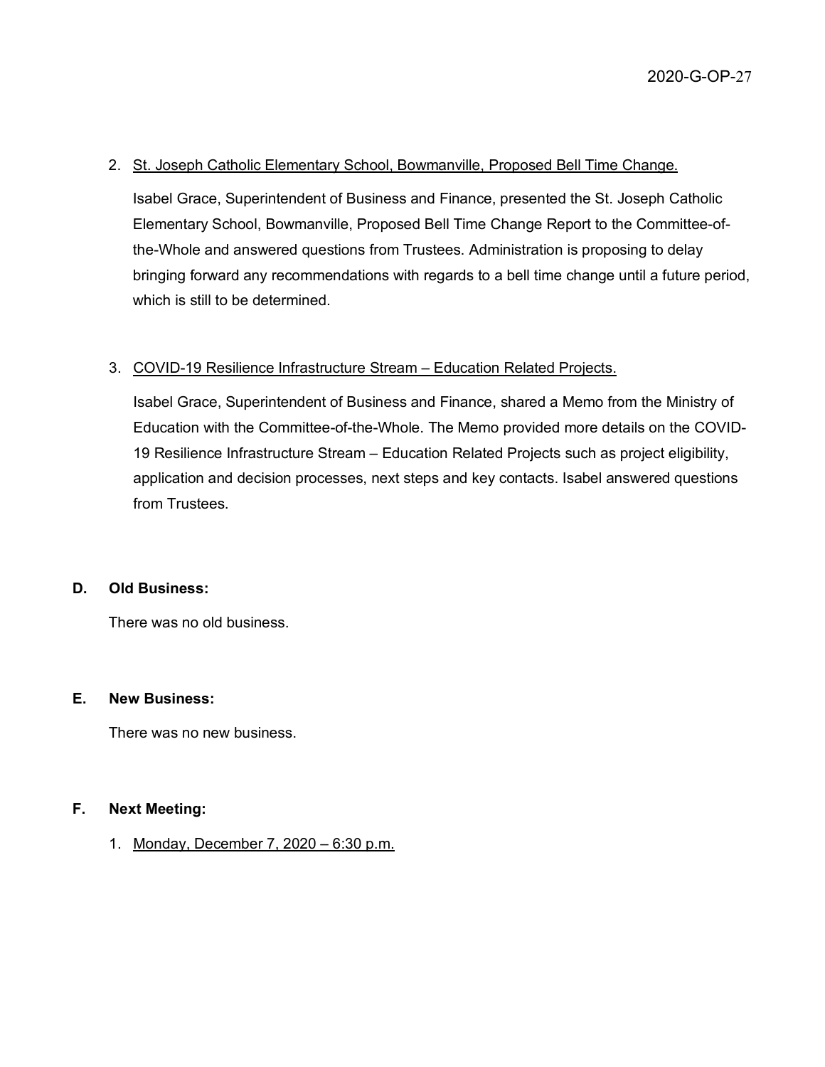2. St. Joseph Catholic Elementary School, Bowmanville, Proposed Bell Time Change.

   Isabel Grace, Superintendent of Business and Finance, presented the St. Joseph Catholic Elementary School, Bowmanville, Proposed Bell Time Change Report to the Committee-of-the-Whole and answered questions from Trustees. Administration is proposing to delay bringing forward any recommendations with regards to a bell time change until a future period, which is still to be determined.

3. COVID-19 Resilience Infrastructure Stream – Education Related Projects.

   Isabel Grace, Superintendent of Business and Finance, shared a Memo from the Ministry of Education with the Committee-of-the-Whole. The Memo provided more details on the COVID-19 Resilience Infrastructure Stream – Education Related Projects such as project eligibility, application and decision processes, next steps and key contacts. Isabel answered questions from Trustees.

**D. Old Business:**

There was no old business.

**E. New Business:**

There was no new business.

**F. Next Meeting:**

1. Monday, December 7, 2020 – 6:30 p.m.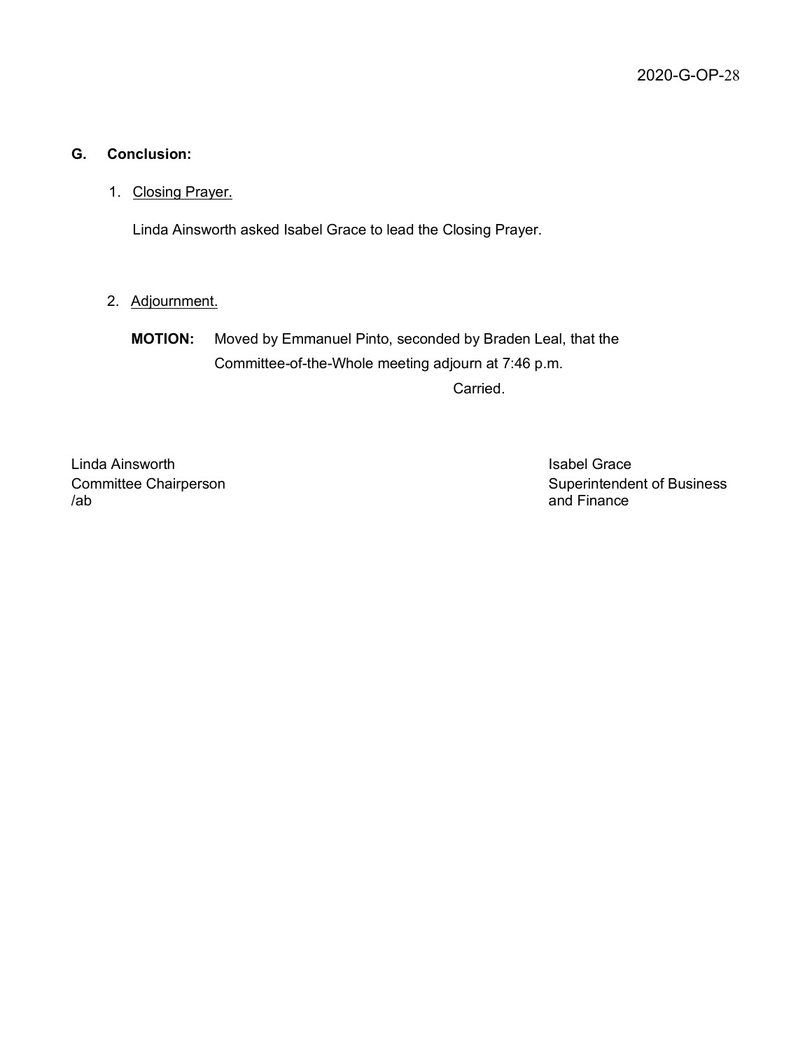## G. Conclusion:

1. Closing Prayer.

   Linda Ainsworth asked Isabel Grace to lead the Closing Prayer.

2. Adjournment.

   **MOTION:** Moved by Emmanuel Pinto, seconded by Braden Leal, that the Committee-of-the-Whole meeting adjourn at 7:46 p.m.

   Carried.

Linda Ainsworth
Committee Chairperson
/ab

Isabel Grace
Superintendent of Business and Finance